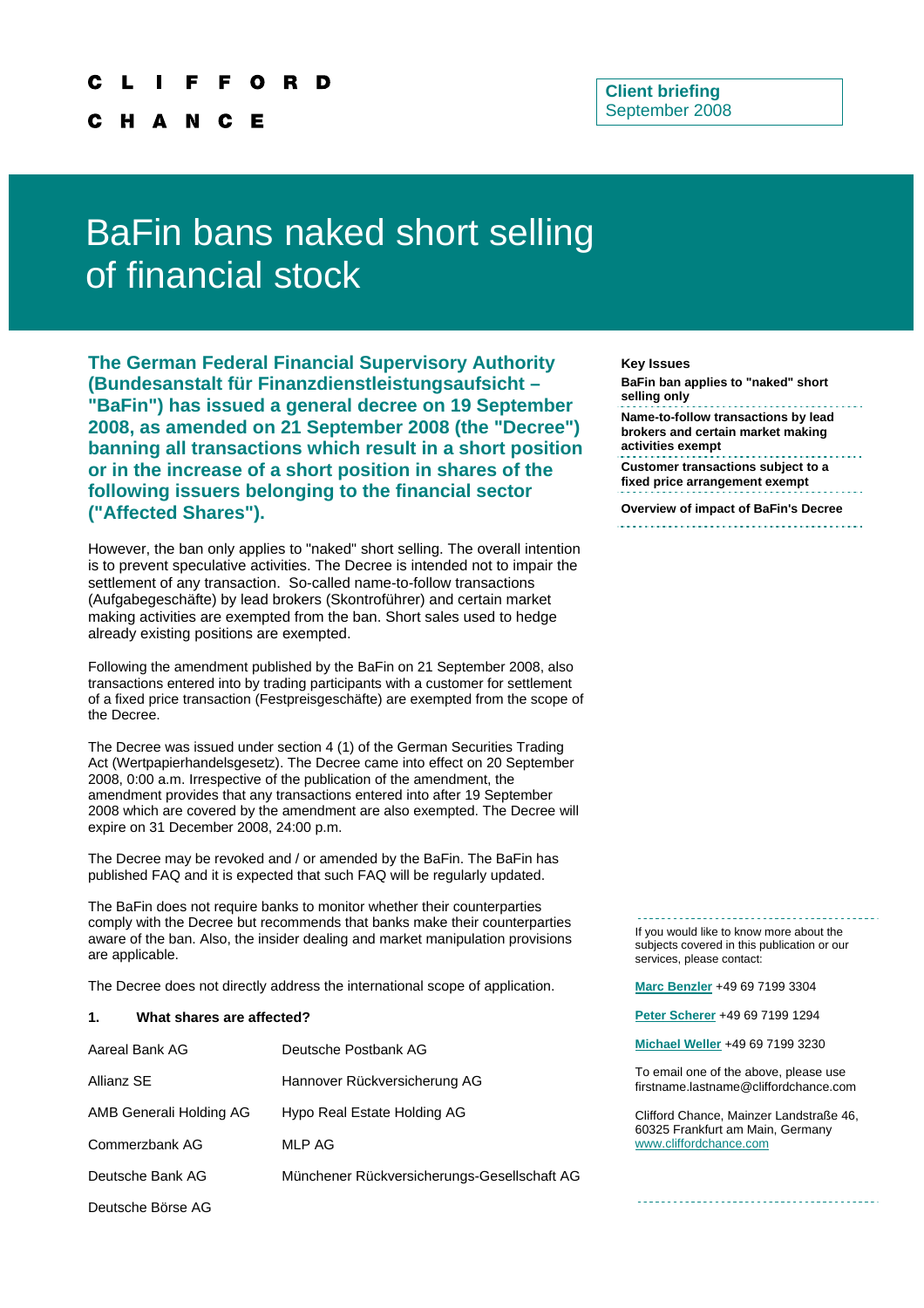CLIFFORD CHANCE

**Client briefing**
September 2008

# BaFin bans naked short selling of financial stock

**The German Federal Financial Supervisory Authority (Bundesanstalt für Finanzdienstleistungsaufsicht – "BaFin") has issued a general decree on 19 September 2008, as amended on 21 September 2008 (the "Decree") banning all transactions which result in a short position or in the increase of a short position in shares of the following issuers belonging to the financial sector ("Affected Shares").**

However, the ban only applies to "naked" short selling. The overall intention is to prevent speculative activities. The Decree is intended not to impair the settlement of any transaction. So-called name-to-follow transactions (Aufgabegeschäfte) by lead brokers (Skontroführer) and certain market making activities are exempted from the ban. Short sales used to hedge already existing positions are exempted.

Following the amendment published by the BaFin on 21 September 2008, also transactions entered into by trading participants with a customer for settlement of a fixed price transaction (Festpreisgeschäfte) are exempted from the scope of the Decree.

The Decree was issued under section 4 (1) of the German Securities Trading Act (Wertpapierhandelsgesetz). The Decree came into effect on 20 September 2008, 0:00 a.m. Irrespective of the publication of the amendment, the amendment provides that any transactions entered into after 19 September 2008 which are covered by the amendment are also exempted. The Decree will expire on 31 December 2008, 24:00 p.m.

The Decree may be revoked and / or amended by the BaFin. The BaFin has published FAQ and it is expected that such FAQ will be regularly updated.

The BaFin does not require banks to monitor whether their counterparties comply with the Decree but recommends that banks make their counterparties aware of the ban. Also, the insider dealing and market manipulation provisions are applicable.

The Decree does not directly address the international scope of application.

### 1. What shares are affected?

| | |
|---|---|
| Aareal Bank AG | Deutsche Postbank AG |
| Allianz SE | Hannover Rückversicherung AG |
| AMB Generali Holding AG | Hypo Real Estate Holding AG |
| Commerzbank AG | MLP AG |
| Deutsche Bank AG | Münchener Rückversicherungs-Gesellschaft AG |
| Deutsche Börse AG | |

**Key Issues**

**BaFin ban applies to "naked" short selling only**

**Name-to-follow transactions by lead brokers and certain market making activities exempt**

**Customer transactions subject to a fixed price arrangement exempt**

**Overview of impact of BaFin's Decree**

If you would like to know more about the subjects covered in this publication or our services, please contact:

Marc Benzler +49 69 7199 3304

Peter Scherer +49 69 7199 1294

Michael Weller +49 69 7199 3230

To email one of the above, please use firstname.lastname@cliffordchance.com

Clifford Chance, Mainzer Landstraße 46, 60325 Frankfurt am Main, Germany
www.cliffordchance.com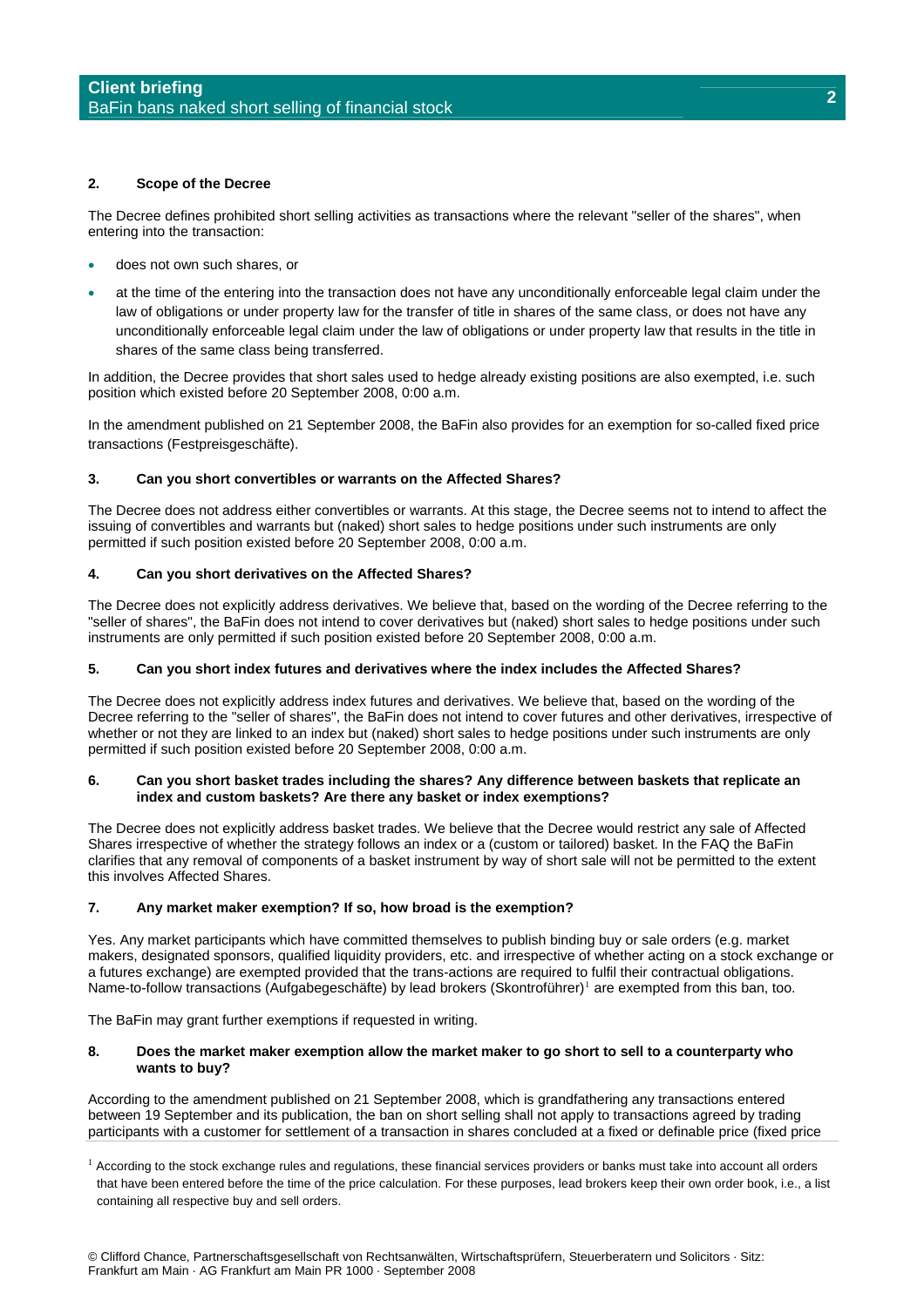## 2. Scope of the Decree

The Decree defines prohibited short selling activities as transactions where the relevant "seller of the shares", when entering into the transaction:

- does not own such shares, or
- at the time of the entering into the transaction does not have any unconditionally enforceable legal claim under the law of obligations or under property law for the transfer of title in shares of the same class, or does not have any unconditionally enforceable legal claim under the law of obligations or under property law that results in the title in shares of the same class being transferred.

In addition, the Decree provides that short sales used to hedge already existing positions are also exempted, i.e. such position which existed before 20 September 2008, 0:00 a.m.

In the amendment published on 21 September 2008, the BaFin also provides for an exemption for so-called fixed price transactions (Festpreisgeschäfte).

## 3. Can you short convertibles or warrants on the Affected Shares?

The Decree does not address either convertibles or warrants. At this stage, the Decree seems not to intend to affect the issuing of convertibles and warrants but (naked) short sales to hedge positions under such instruments are only permitted if such position existed before 20 September 2008, 0:00 a.m.

## 4. Can you short derivatives on the Affected Shares?

The Decree does not explicitly address derivatives. We believe that, based on the wording of the Decree referring to the "seller of shares", the BaFin does not intend to cover derivatives but (naked) short sales to hedge positions under such instruments are only permitted if such position existed before 20 September 2008, 0:00 a.m.

## 5. Can you short index futures and derivatives where the index includes the Affected Shares?

The Decree does not explicitly address index futures and derivatives. We believe that, based on the wording of the Decree referring to the "seller of shares", the BaFin does not intend to cover futures and other derivatives, irrespective of whether or not they are linked to an index but (naked) short sales to hedge positions under such instruments are only permitted if such position existed before 20 September 2008, 0:00 a.m.

## 6. Can you short basket trades including the shares? Any difference between baskets that replicate an index and custom baskets? Are there any basket or index exemptions?

The Decree does not explicitly address basket trades. We believe that the Decree would restrict any sale of Affected Shares irrespective of whether the strategy follows an index or a (custom or tailored) basket. In the FAQ the BaFin clarifies that any removal of components of a basket instrument by way of short sale will not be permitted to the extent this involves Affected Shares.

## 7. Any market maker exemption? If so, how broad is the exemption?

Yes. Any market participants which have committed themselves to publish binding buy or sale orders (e.g. market makers, designated sponsors, qualified liquidity providers, etc. and irrespective of whether acting on a stock exchange or a futures exchange) are exempted provided that the trans-actions are required to fulfil their contractual obligations. Name-to-follow transactions (Aufgabegeschäfte) by lead brokers (Skontroführer)[1] are exempted from this ban, too.

The BaFin may grant further exemptions if requested in writing.

## 8. Does the market maker exemption allow the market maker to go short to sell to a counterparty who wants to buy?

According to the amendment published on 21 September 2008, which is grandfathering any transactions entered between 19 September and its publication, the ban on short selling shall not apply to transactions agreed by trading participants with a customer for settlement of a transaction in shares concluded at a fixed or definable price (fixed price

[1] According to the stock exchange rules and regulations, these financial services providers or banks must take into account all orders that have been entered before the time of the price calculation. For these purposes, lead brokers keep their own order book, i.e., a list containing all respective buy and sell orders.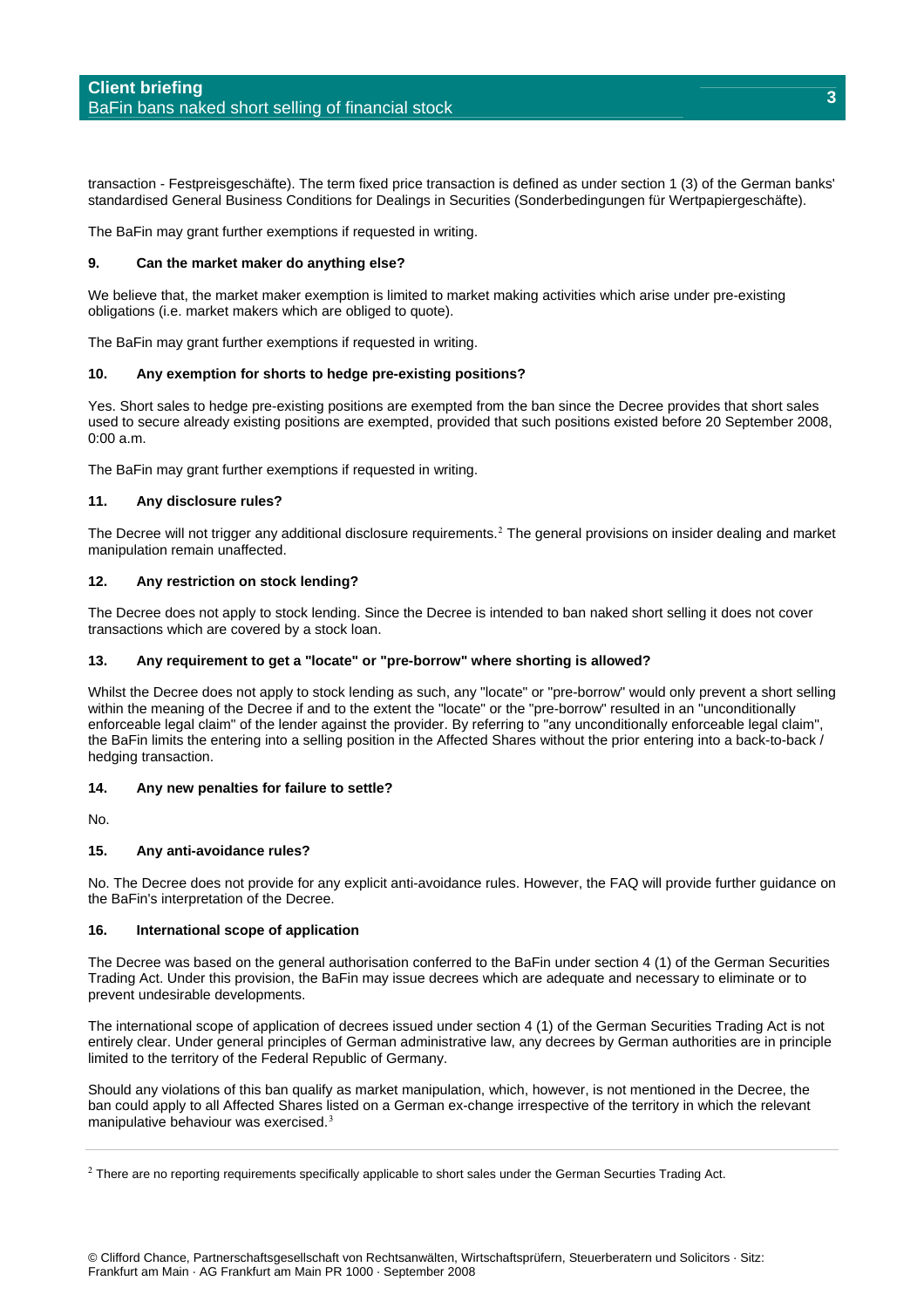transaction - Festpreisgeschäfte). The term fixed price transaction is defined as under section 1 (3) of the German banks' standardised General Business Conditions for Dealings in Securities (Sonderbedingungen für Wertpapiergeschäfte).

The BaFin may grant further exemptions if requested in writing.

**9. Can the market maker do anything else?**

We believe that, the market maker exemption is limited to market making activities which arise under pre-existing obligations (i.e. market makers which are obliged to quote).

The BaFin may grant further exemptions if requested in writing.

**10. Any exemption for shorts to hedge pre-existing positions?**

Yes. Short sales to hedge pre-existing positions are exempted from the ban since the Decree provides that short sales used to secure already existing positions are exempted, provided that such positions existed before 20 September 2008, 0:00 a.m.

The BaFin may grant further exemptions if requested in writing.

**11. Any disclosure rules?**

The Decree will not trigger any additional disclosure requirements.[2] The general provisions on insider dealing and market manipulation remain unaffected.

**12. Any restriction on stock lending?**

The Decree does not apply to stock lending. Since the Decree is intended to ban naked short selling it does not cover transactions which are covered by a stock loan.

**13. Any requirement to get a "locate" or "pre-borrow" where shorting is allowed?**

Whilst the Decree does not apply to stock lending as such, any "locate" or "pre-borrow" would only prevent a short selling within the meaning of the Decree if and to the extent the "locate" or the "pre-borrow" resulted in an "unconditionally enforceable legal claim" of the lender against the provider. By referring to "any unconditionally enforceable legal claim", the BaFin limits the entering into a selling position in the Affected Shares without the prior entering into a back-to-back / hedging transaction.

**14. Any new penalties for failure to settle?**

No.

**15. Any anti-avoidance rules?**

No. The Decree does not provide for any explicit anti-avoidance rules. However, the FAQ will provide further guidance on the BaFin's interpretation of the Decree.

**16. International scope of application**

The Decree was based on the general authorisation conferred to the BaFin under section 4 (1) of the German Securities Trading Act. Under this provision, the BaFin may issue decrees which are adequate and necessary to eliminate or to prevent undesirable developments.

The international scope of application of decrees issued under section 4 (1) of the German Securities Trading Act is not entirely clear. Under general principles of German administrative law, any decrees by German authorities are in principle limited to the territory of the Federal Republic of Germany.

Should any violations of this ban qualify as market manipulation, which, however, is not mentioned in the Decree, the ban could apply to all Affected Shares listed on a German ex-change irrespective of the territory in which the relevant manipulative behaviour was exercised.[3]

---

[2] There are no reporting requirements specifically applicable to short sales under the German Securties Trading Act.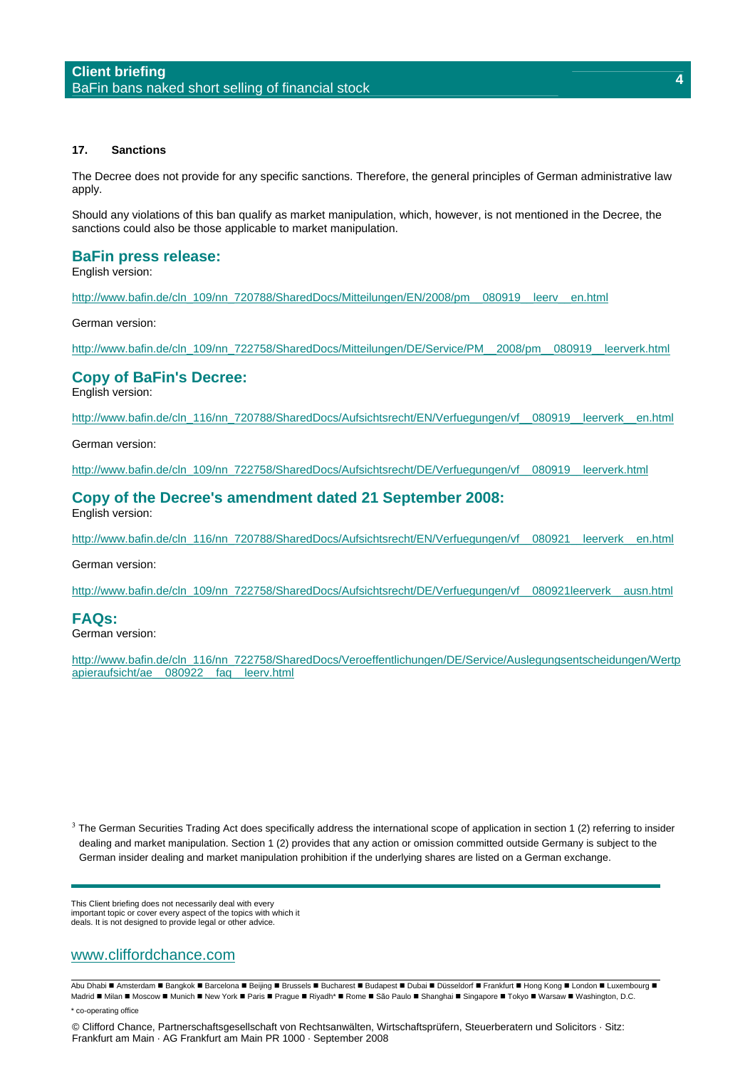### 17. Sanctions

The Decree does not provide for any specific sanctions. Therefore, the general principles of German administrative law apply.

Should any violations of this ban qualify as market manipulation, which, however, is not mentioned in the Decree, the sanctions could also be those applicable to market manipulation.

## BaFin press release:

English version:

http://www.bafin.de/cln_109/nn_720788/SharedDocs/Mitteilungen/EN/2008/pm__080919__leerv__en.html

German version:

http://www.bafin.de/cln_109/nn_722758/SharedDocs/Mitteilungen/DE/Service/PM__2008/pm__080919__leerverk.html

## Copy of BaFin's Decree:

English version:

http://www.bafin.de/cln_116/nn_720788/SharedDocs/Aufsichtsrecht/EN/Verfuegungen/vf__080919__leerverk__en.html

German version:

http://www.bafin.de/cln_109/nn_722758/SharedDocs/Aufsichtsrecht/DE/Verfuegungen/vf__080919__leerverk.html

## Copy of the Decree's amendment dated 21 September 2008:

English version:

http://www.bafin.de/cln_116/nn_720788/SharedDocs/Aufsichtsrecht/EN/Verfuegungen/vf__080921__leerverk__en.html

German version:

http://www.bafin.de/cln_109/nn_722758/SharedDocs/Aufsichtsrecht/DE/Verfuegungen/vf__080921leerverk__ausn.html

## FAQs:

German version:

http://www.bafin.de/cln_116/nn_722758/SharedDocs/Veroeffentlichungen/DE/Service/Auslegungsentscheidungen/Wertpapieraufsicht/ae__080922__faq__leerv.html

[3] The German Securities Trading Act does specifically address the international scope of application in section 1 (2) referring to insider dealing and market manipulation. Section 1 (2) provides that any action or omission committed outside Germany is subject to the German insider dealing and market manipulation prohibition if the underlying shares are listed on a German exchange.

This Client briefing does not necessarily deal with every important topic or cover every aspect of the topics with which it deals. It is not designed to provide legal or other advice.

www.cliffordchance.com

Abu Dhabi ■ Amsterdam ■ Bangkok ■ Barcelona ■ Beijing ■ Brussels ■ Bucharest ■ Budapest ■ Dubai ■ Düsseldorf ■ Frankfurt ■ Hong Kong ■ London ■ Luxembourg ■ Madrid ■ Milan ■ Moscow ■ Munich ■ New York ■ Paris ■ Prague ■ Riyadh* ■ Rome ■ São Paulo ■ Shanghai ■ Singapore ■ Tokyo ■ Warsaw ■ Washington, D.C.

\* co-operating office

© Clifford Chance, Partnerschaftsgesellschaft von Rechtsanwälten, Wirtschaftsprüfern, Steuerberatern und Solicitors · Sitz: Frankfurt am Main · AG Frankfurt am Main PR 1000 · September 2008